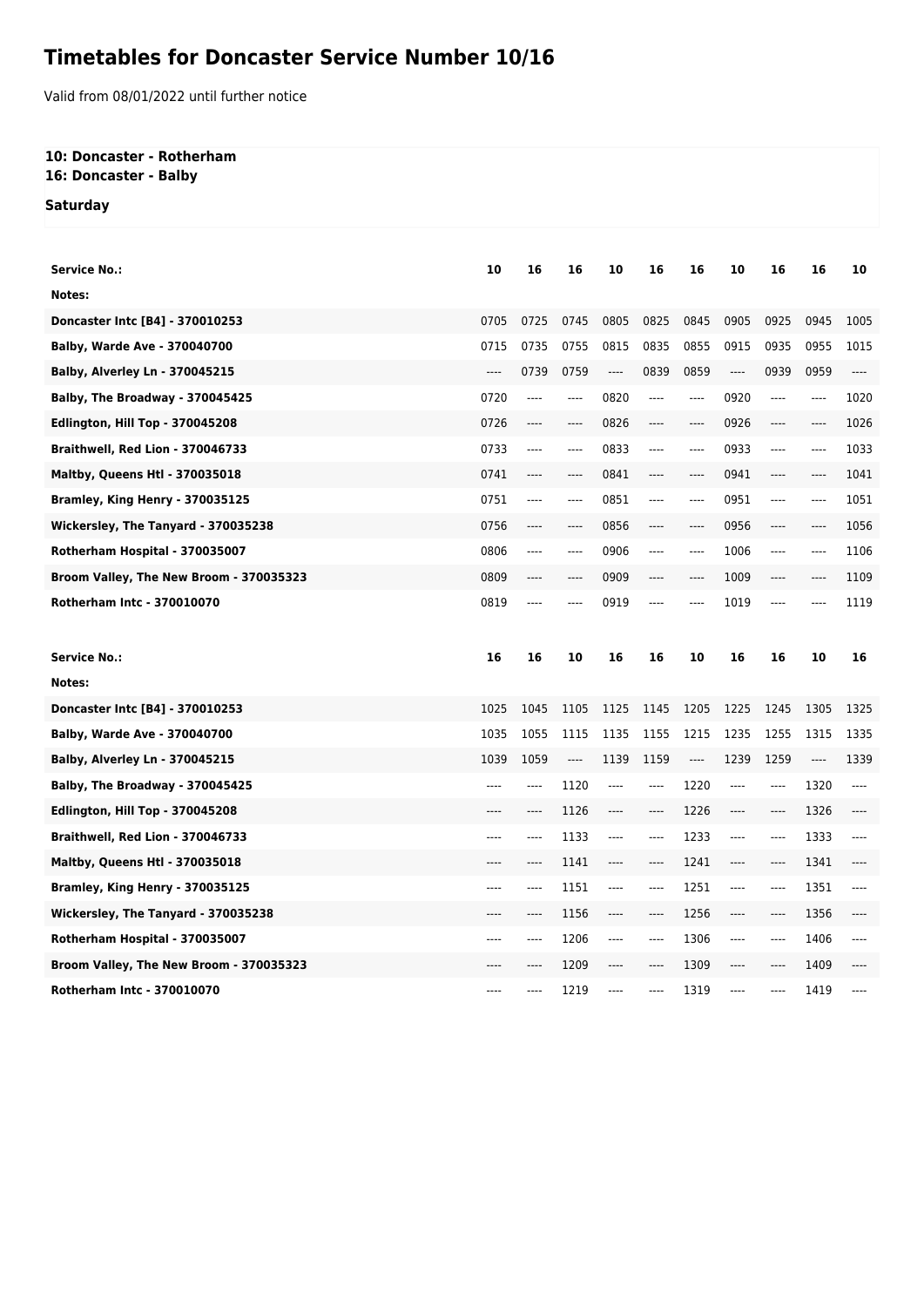# Timetables for Doncaster Service Number 10/16

Valid from 08/01/2022 until further notice

**10: Doncaster - Rotherham**
**16: Doncaster - Balby**

**Saturday**

| Service No.: | 10 | 16 | 16 | 10 | 16 | 16 | 10 | 16 | 16 | 10 |
|---|---|---|---|---|---|---|---|---|---|---|
| Notes: | | | | | | | | | | |
| Doncaster Intc [B4] - 370010253 | 0705 | 0725 | 0745 | 0805 | 0825 | 0845 | 0905 | 0925 | 0945 | 1005 |
| Balby, Warde Ave - 370040700 | 0715 | 0735 | 0755 | 0815 | 0835 | 0855 | 0915 | 0935 | 0955 | 1015 |
| Balby, Alverley Ln - 370045215 | ---- | 0739 | 0759 | ---- | 0839 | 0859 | ---- | 0939 | 0959 | ---- |
| Balby, The Broadway - 370045425 | 0720 | ---- | ---- | 0820 | ---- | ---- | 0920 | ---- | ---- | 1020 |
| Edlington, Hill Top - 370045208 | 0726 | ---- | ---- | 0826 | ---- | ---- | 0926 | ---- | ---- | 1026 |
| Braithwell, Red Lion - 370046733 | 0733 | ---- | ---- | 0833 | ---- | ---- | 0933 | ---- | ---- | 1033 |
| Maltby, Queens Htl - 370035018 | 0741 | ---- | ---- | 0841 | ---- | ---- | 0941 | ---- | ---- | 1041 |
| Bramley, King Henry - 370035125 | 0751 | ---- | ---- | 0851 | ---- | ---- | 0951 | ---- | ---- | 1051 |
| Wickersley, The Tanyard - 370035238 | 0756 | ---- | ---- | 0856 | ---- | ---- | 0956 | ---- | ---- | 1056 |
| Rotherham Hospital - 370035007 | 0806 | ---- | ---- | 0906 | ---- | ---- | 1006 | ---- | ---- | 1106 |
| Broom Valley, The New Broom - 370035323 | 0809 | ---- | ---- | 0909 | ---- | ---- | 1009 | ---- | ---- | 1109 |
| Rotherham Intc - 370010070 | 0819 | ---- | ---- | 0919 | ---- | ---- | 1019 | ---- | ---- | 1119 |

| Service No.: | 16 | 16 | 10 | 16 | 16 | 10 | 16 | 16 | 10 | 16 |
|---|---|---|---|---|---|---|---|---|---|---|
| Notes: | | | | | | | | | | |
| Doncaster Intc [B4] - 370010253 | 1025 | 1045 | 1105 | 1125 | 1145 | 1205 | 1225 | 1245 | 1305 | 1325 |
| Balby, Warde Ave - 370040700 | 1035 | 1055 | 1115 | 1135 | 1155 | 1215 | 1235 | 1255 | 1315 | 1335 |
| Balby, Alverley Ln - 370045215 | 1039 | 1059 | ---- | 1139 | 1159 | ---- | 1239 | 1259 | ---- | 1339 |
| Balby, The Broadway - 370045425 | ---- | ---- | 1120 | ---- | ---- | 1220 | ---- | ---- | 1320 | ---- |
| Edlington, Hill Top - 370045208 | ---- | ---- | 1126 | ---- | ---- | 1226 | ---- | ---- | 1326 | ---- |
| Braithwell, Red Lion - 370046733 | ---- | ---- | 1133 | ---- | ---- | 1233 | ---- | ---- | 1333 | ---- |
| Maltby, Queens Htl - 370035018 | ---- | ---- | 1141 | ---- | ---- | 1241 | ---- | ---- | 1341 | ---- |
| Bramley, King Henry - 370035125 | ---- | ---- | 1151 | ---- | ---- | 1251 | ---- | ---- | 1351 | ---- |
| Wickersley, The Tanyard - 370035238 | ---- | ---- | 1156 | ---- | ---- | 1256 | ---- | ---- | 1356 | ---- |
| Rotherham Hospital - 370035007 | ---- | ---- | 1206 | ---- | ---- | 1306 | ---- | ---- | 1406 | ---- |
| Broom Valley, The New Broom - 370035323 | ---- | ---- | 1209 | ---- | ---- | 1309 | ---- | ---- | 1409 | ---- |
| Rotherham Intc - 370010070 | ---- | ---- | 1219 | ---- | ---- | 1319 | ---- | ---- | 1419 | ---- |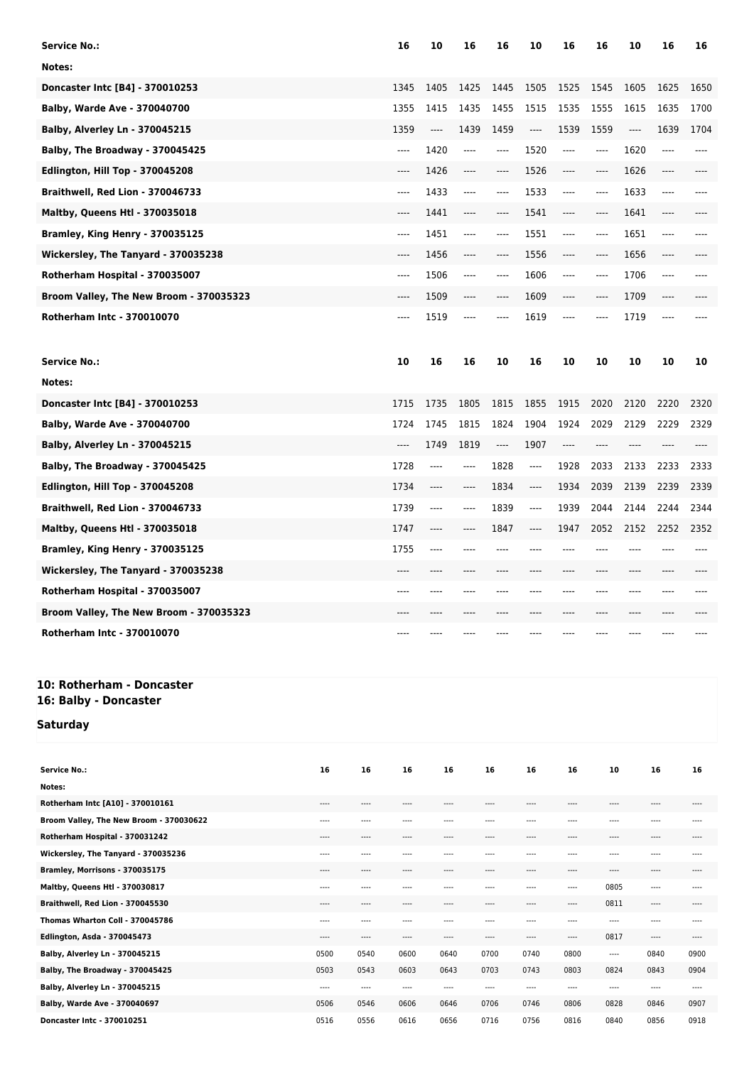| Service No.: | 16 | 10 | 16 | 16 | 10 | 16 | 16 | 10 | 16 | 16 |
|---|---|---|---|---|---|---|---|---|---|---|
| Notes: | | | | | | | | | | |
| Doncaster Intc [B4] - 370010253 | 1345 | 1405 | 1425 | 1445 | 1505 | 1525 | 1545 | 1605 | 1625 | 1650 |
| Balby, Warde Ave - 370040700 | 1355 | 1415 | 1435 | 1455 | 1515 | 1535 | 1555 | 1615 | 1635 | 1700 |
| Balby, Alverley Ln - 370045215 | 1359 | ---- | 1439 | 1459 | ---- | 1539 | 1559 | ---- | 1639 | 1704 |
| Balby, The Broadway - 370045425 | ---- | 1420 | ---- | ---- | 1520 | ---- | ---- | 1620 | ---- | ---- |
| Edlington, Hill Top - 370045208 | ---- | 1426 | ---- | ---- | 1526 | ---- | ---- | 1626 | ---- | ---- |
| Braithwell, Red Lion - 370046733 | ---- | 1433 | ---- | ---- | 1533 | ---- | ---- | 1633 | ---- | ---- |
| Maltby, Queens Htl - 370035018 | ---- | 1441 | ---- | ---- | 1541 | ---- | ---- | 1641 | ---- | ---- |
| Bramley, King Henry - 370035125 | ---- | 1451 | ---- | ---- | 1551 | ---- | ---- | 1651 | ---- | ---- |
| Wickersley, The Tanyard - 370035238 | ---- | 1456 | ---- | ---- | 1556 | ---- | ---- | 1656 | ---- | ---- |
| Rotherham Hospital - 370035007 | ---- | 1506 | ---- | ---- | 1606 | ---- | ---- | 1706 | ---- | ---- |
| Broom Valley, The New Broom - 370035323 | ---- | 1509 | ---- | ---- | 1609 | ---- | ---- | 1709 | ---- | ---- |
| Rotherham Intc - 370010070 | ---- | 1519 | ---- | ---- | 1619 | ---- | ---- | 1719 | ---- | ---- |

| Service No.: | 10 | 16 | 16 | 10 | 16 | 10 | 10 | 10 | 10 | 10 |
|---|---|---|---|---|---|---|---|---|---|---|
| Notes: | | | | | | | | | | |
| Doncaster Intc [B4] - 370010253 | 1715 | 1735 | 1805 | 1815 | 1855 | 1915 | 2020 | 2120 | 2220 | 2320 |
| Balby, Warde Ave - 370040700 | 1724 | 1745 | 1815 | 1824 | 1904 | 1924 | 2029 | 2129 | 2229 | 2329 |
| Balby, Alverley Ln - 370045215 | ---- | 1749 | 1819 | ---- | 1907 | ---- | ---- | ---- | ---- | ---- |
| Balby, The Broadway - 370045425 | 1728 | ---- | ---- | 1828 | ---- | 1928 | 2033 | 2133 | 2233 | 2333 |
| Edlington, Hill Top - 370045208 | 1734 | ---- | ---- | 1834 | ---- | 1934 | 2039 | 2139 | 2239 | 2339 |
| Braithwell, Red Lion - 370046733 | 1739 | ---- | ---- | 1839 | ---- | 1939 | 2044 | 2144 | 2244 | 2344 |
| Maltby, Queens Htl - 370035018 | 1747 | ---- | ---- | 1847 | ---- | 1947 | 2052 | 2152 | 2252 | 2352 |
| Bramley, King Henry - 370035125 | 1755 | ---- | ---- | ---- | ---- | ---- | ---- | ---- | ---- | ---- |
| Wickersley, The Tanyard - 370035238 | ---- | ---- | ---- | ---- | ---- | ---- | ---- | ---- | ---- | ---- |
| Rotherham Hospital - 370035007 | ---- | ---- | ---- | ---- | ---- | ---- | ---- | ---- | ---- | ---- |
| Broom Valley, The New Broom - 370035323 | ---- | ---- | ---- | ---- | ---- | ---- | ---- | ---- | ---- | ---- |
| Rotherham Intc - 370010070 | ---- | ---- | ---- | ---- | ---- | ---- | ---- | ---- | ---- | ---- |

**10: Rotherham - Doncaster**
**16: Balby - Doncaster**

**Saturday**

| Service No.: | 16 | 16 | 16 | 16 | 16 | 16 | 16 | 10 | 16 | 16 |
|---|---|---|---|---|---|---|---|---|---|---|
| Notes: | | | | | | | | | | |
| Rotherham Intc [A10] - 370010161 | ---- | ---- | ---- | ---- | ---- | ---- | ---- | ---- | ---- | ---- |
| Broom Valley, The New Broom - 370030622 | ---- | ---- | ---- | ---- | ---- | ---- | ---- | ---- | ---- | ---- |
| Rotherham Hospital - 370031242 | ---- | ---- | ---- | ---- | ---- | ---- | ---- | ---- | ---- | ---- |
| Wickersley, The Tanyard - 370035236 | ---- | ---- | ---- | ---- | ---- | ---- | ---- | ---- | ---- | ---- |
| Bramley, Morrisons - 370035175 | ---- | ---- | ---- | ---- | ---- | ---- | ---- | ---- | ---- | ---- |
| Maltby, Queens Htl - 370030817 | ---- | ---- | ---- | ---- | ---- | ---- | ---- | 0805 | ---- | ---- |
| Braithwell, Red Lion - 370045530 | ---- | ---- | ---- | ---- | ---- | ---- | ---- | 0811 | ---- | ---- |
| Thomas Wharton Coll - 370045786 | ---- | ---- | ---- | ---- | ---- | ---- | ---- | ---- | ---- | ---- |
| Edlington, Asda - 370045473 | ---- | ---- | ---- | ---- | ---- | ---- | ---- | 0817 | ---- | ---- |
| Balby, Alverley Ln - 370045215 | 0500 | 0540 | 0600 | 0640 | 0700 | 0740 | 0800 | ---- | 0840 | 0900 |
| Balby, The Broadway - 370045425 | 0503 | 0543 | 0603 | 0643 | 0703 | 0743 | 0803 | 0824 | 0843 | 0904 |
| Balby, Alverley Ln - 370045215 | ---- | ---- | ---- | ---- | ---- | ---- | ---- | ---- | ---- | ---- |
| Balby, Warde Ave - 370040697 | 0506 | 0546 | 0606 | 0646 | 0706 | 0746 | 0806 | 0828 | 0846 | 0907 |
| Doncaster Intc - 370010251 | 0516 | 0556 | 0616 | 0656 | 0716 | 0756 | 0816 | 0840 | 0856 | 0918 |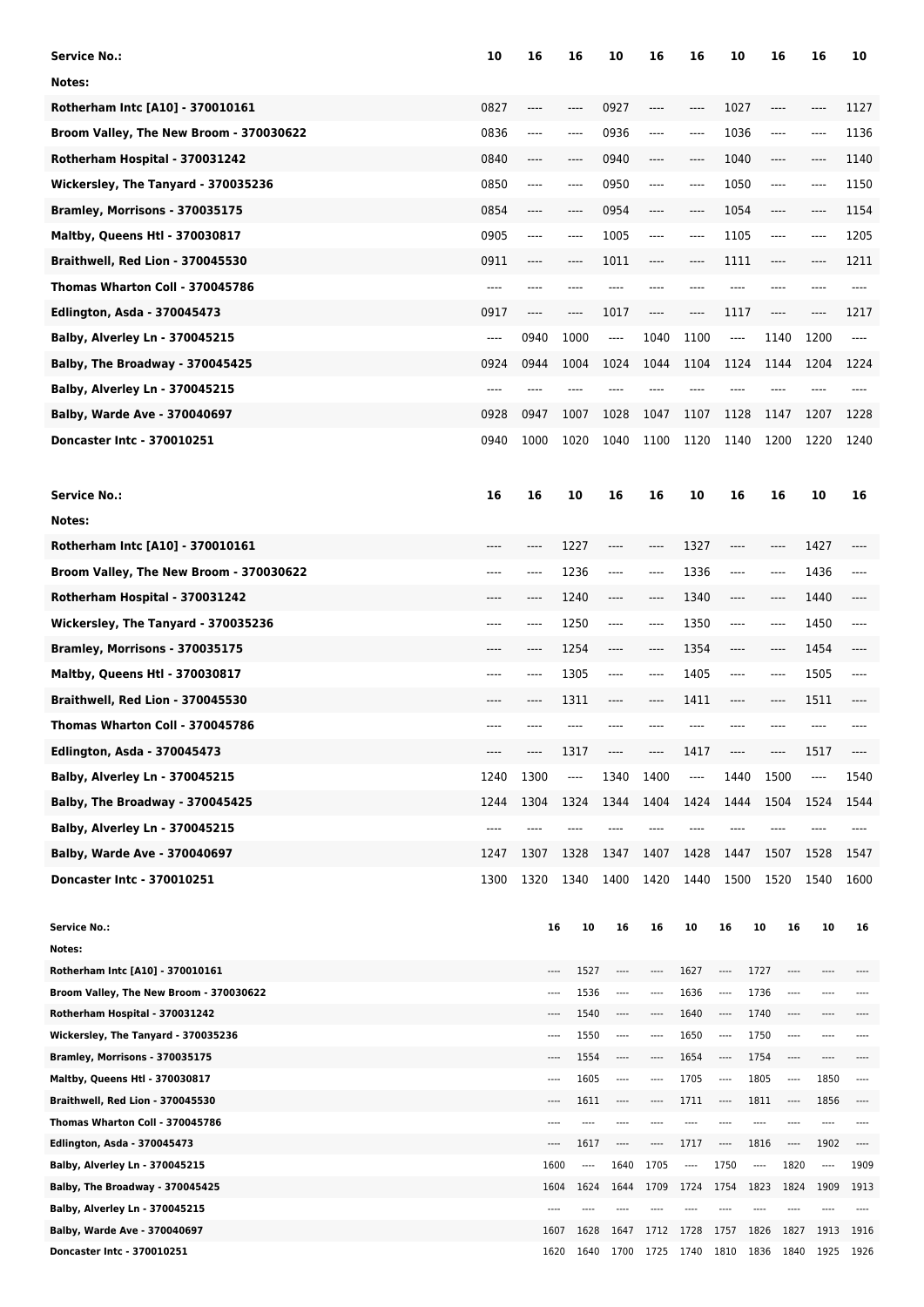| Service No.: | 10 | 16 | 16 | 10 | 16 | 16 | 10 | 16 | 16 | 10 |
|---|---|---|---|---|---|---|---|---|---|---|
| Notes: | | | | | | | | | | |
| Rotherham Intc [A10] - 370010161 | 0827 | ---- | ---- | 0927 | ---- | ---- | 1027 | ---- | ---- | 1127 |
| Broom Valley, The New Broom - 370030622 | 0836 | ---- | ---- | 0936 | ---- | ---- | 1036 | ---- | ---- | 1136 |
| Rotherham Hospital - 370031242 | 0840 | ---- | ---- | 0940 | ---- | ---- | 1040 | ---- | ---- | 1140 |
| Wickersley, The Tanyard - 370035236 | 0850 | ---- | ---- | 0950 | ---- | ---- | 1050 | ---- | ---- | 1150 |
| Bramley, Morrisons - 370035175 | 0854 | ---- | ---- | 0954 | ---- | ---- | 1054 | ---- | ---- | 1154 |
| Maltby, Queens Htl - 370030817 | 0905 | ---- | ---- | 1005 | ---- | ---- | 1105 | ---- | ---- | 1205 |
| Braithwell, Red Lion - 370045530 | 0911 | ---- | ---- | 1011 | ---- | ---- | 1111 | ---- | ---- | 1211 |
| Thomas Wharton Coll - 370045786 | ---- | ---- | ---- | ---- | ---- | ---- | ---- | ---- | ---- | ---- |
| Edlington, Asda - 370045473 | 0917 | ---- | ---- | 1017 | ---- | ---- | 1117 | ---- | ---- | 1217 |
| Balby, Alverley Ln - 370045215 | ---- | 0940 | 1000 | ---- | 1040 | 1100 | ---- | 1140 | 1200 | ---- |
| Balby, The Broadway - 370045425 | 0924 | 0944 | 1004 | 1024 | 1044 | 1104 | 1124 | 1144 | 1204 | 1224 |
| Balby, Alverley Ln - 370045215 | ---- | ---- | ---- | ---- | ---- | ---- | ---- | ---- | ---- | ---- |
| Balby, Warde Ave - 370040697 | 0928 | 0947 | 1007 | 1028 | 1047 | 1107 | 1128 | 1147 | 1207 | 1228 |
| Doncaster Intc - 370010251 | 0940 | 1000 | 1020 | 1040 | 1100 | 1120 | 1140 | 1200 | 1220 | 1240 |

| Service No.: | 16 | 16 | 10 | 16 | 16 | 10 | 16 | 16 | 10 | 16 |
|---|---|---|---|---|---|---|---|---|---|---|
| Notes: | | | | | | | | | | |
| Rotherham Intc [A10] - 370010161 | ---- | ---- | 1227 | ---- | ---- | 1327 | ---- | ---- | 1427 | ---- |
| Broom Valley, The New Broom - 370030622 | ---- | ---- | 1236 | ---- | ---- | 1336 | ---- | ---- | 1436 | ---- |
| Rotherham Hospital - 370031242 | ---- | ---- | 1240 | ---- | ---- | 1340 | ---- | ---- | 1440 | ---- |
| Wickersley, The Tanyard - 370035236 | ---- | ---- | 1250 | ---- | ---- | 1350 | ---- | ---- | 1450 | ---- |
| Bramley, Morrisons - 370035175 | ---- | ---- | 1254 | ---- | ---- | 1354 | ---- | ---- | 1454 | ---- |
| Maltby, Queens Htl - 370030817 | ---- | ---- | 1305 | ---- | ---- | 1405 | ---- | ---- | 1505 | ---- |
| Braithwell, Red Lion - 370045530 | ---- | ---- | 1311 | ---- | ---- | 1411 | ---- | ---- | 1511 | ---- |
| Thomas Wharton Coll - 370045786 | ---- | ---- | ---- | ---- | ---- | ---- | ---- | ---- | ---- | ---- |
| Edlington, Asda - 370045473 | ---- | ---- | 1317 | ---- | ---- | 1417 | ---- | ---- | 1517 | ---- |
| Balby, Alverley Ln - 370045215 | 1240 | 1300 | ---- | 1340 | 1400 | ---- | 1440 | 1500 | ---- | 1540 |
| Balby, The Broadway - 370045425 | 1244 | 1304 | 1324 | 1344 | 1404 | 1424 | 1444 | 1504 | 1524 | 1544 |
| Balby, Alverley Ln - 370045215 | ---- | ---- | ---- | ---- | ---- | ---- | ---- | ---- | ---- | ---- |
| Balby, Warde Ave - 370040697 | 1247 | 1307 | 1328 | 1347 | 1407 | 1428 | 1447 | 1507 | 1528 | 1547 |
| Doncaster Intc - 370010251 | 1300 | 1320 | 1340 | 1400 | 1420 | 1440 | 1500 | 1520 | 1540 | 1600 |

| Service No.: | 16 | 10 | 16 | 16 | 10 | 16 | 10 | 16 | 10 | 16 |
|---|---|---|---|---|---|---|---|---|---|---|
| Notes: | | | | | | | | | | |
| Rotherham Intc [A10] - 370010161 | ---- | 1527 | ---- | ---- | 1627 | ---- | 1727 | ---- | ---- | ---- |
| Broom Valley, The New Broom - 370030622 | ---- | 1536 | ---- | ---- | 1636 | ---- | 1736 | ---- | ---- | ---- |
| Rotherham Hospital - 370031242 | ---- | 1540 | ---- | ---- | 1640 | ---- | 1740 | ---- | ---- | ---- |
| Wickersley, The Tanyard - 370035236 | ---- | 1550 | ---- | ---- | 1650 | ---- | 1750 | ---- | ---- | ---- |
| Bramley, Morrisons - 370035175 | ---- | 1554 | ---- | ---- | 1654 | ---- | 1754 | ---- | ---- | ---- |
| Maltby, Queens Htl - 370030817 | ---- | 1605 | ---- | ---- | 1705 | ---- | 1805 | ---- | 1850 | ---- |
| Braithwell, Red Lion - 370045530 | ---- | 1611 | ---- | ---- | 1711 | ---- | 1811 | ---- | 1856 | ---- |
| Thomas Wharton Coll - 370045786 | ---- | ---- | ---- | ---- | ---- | ---- | ---- | ---- | ---- | ---- |
| Edlington, Asda - 370045473 | ---- | 1617 | ---- | ---- | 1717 | ---- | 1816 | ---- | 1902 | ---- |
| Balby, Alverley Ln - 370045215 | 1600 | ---- | 1640 | 1705 | ---- | 1750 | ---- | 1820 | ---- | 1909 |
| Balby, The Broadway - 370045425 | 1604 | 1624 | 1644 | 1709 | 1724 | 1754 | 1823 | 1824 | 1909 | 1913 |
| Balby, Alverley Ln - 370045215 | ---- | ---- | ---- | ---- | ---- | ---- | ---- | ---- | ---- | ---- |
| Balby, Warde Ave - 370040697 | 1607 | 1628 | 1647 | 1712 | 1728 | 1757 | 1826 | 1827 | 1913 | 1916 |
| Doncaster Intc - 370010251 | 1620 | 1640 | 1700 | 1725 | 1740 | 1810 | 1836 | 1840 | 1925 | 1926 |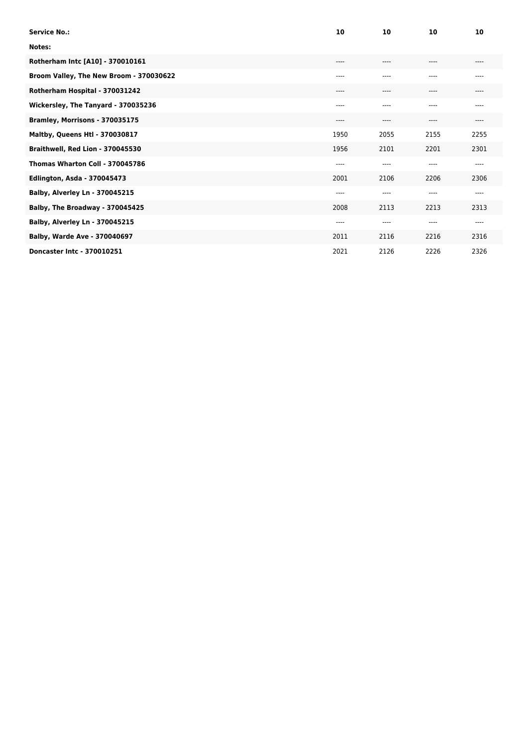| Service No.: | 10 | 10 | 10 | 10 |
| --- | --- | --- | --- | --- |
| Notes: | | | | |
| Rotherham Intc [A10] - 370010161 | ---- | ---- | ---- | ---- |
| Broom Valley, The New Broom - 370030622 | ---- | ---- | ---- | ---- |
| Rotherham Hospital - 370031242 | ---- | ---- | ---- | ---- |
| Wickersley, The Tanyard - 370035236 | ---- | ---- | ---- | ---- |
| Bramley, Morrisons - 370035175 | ---- | ---- | ---- | ---- |
| Maltby, Queens Htl - 370030817 | 1950 | 2055 | 2155 | 2255 |
| Braithwell, Red Lion - 370045530 | 1956 | 2101 | 2201 | 2301 |
| Thomas Wharton Coll - 370045786 | ---- | ---- | ---- | ---- |
| Edlington, Asda - 370045473 | 2001 | 2106 | 2206 | 2306 |
| Balby, Alverley Ln - 370045215 | ---- | ---- | ---- | ---- |
| Balby, The Broadway - 370045425 | 2008 | 2113 | 2213 | 2313 |
| Balby, Alverley Ln - 370045215 | ---- | ---- | ---- | ---- |
| Balby, Warde Ave - 370040697 | 2011 | 2116 | 2216 | 2316 |
| Doncaster Intc - 370010251 | 2021 | 2126 | 2226 | 2326 |